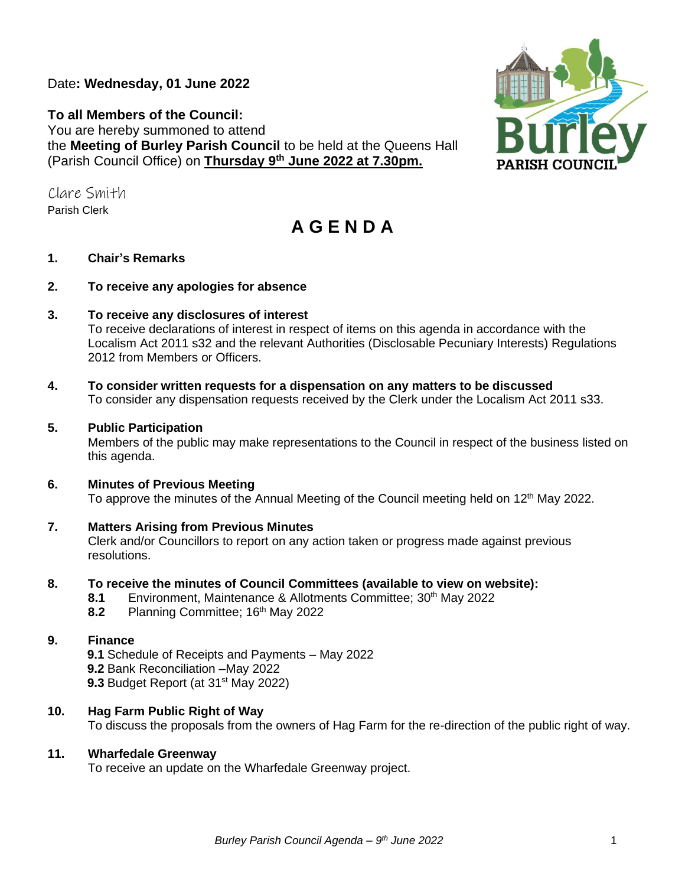Date**: Wednesday, 01 June 2022**

**To all Members of the Council:**
You are hereby summoned to attend the **Meeting of Burley Parish Council** to be held at the Queens Hall (Parish Council Office) on **Thursday 9th June 2022 at 7.30pm.**

Clare Smith
Parish Clerk

# A G E N D A

**1. Chair's Remarks**

**2. To receive any apologies for absence**

**3. To receive any disclosures of interest**
To receive declarations of interest in respect of items on this agenda in accordance with the Localism Act 2011 s32 and the relevant Authorities (Disclosable Pecuniary Interests) Regulations 2012 from Members or Officers.

**4. To consider written requests for a dispensation on any matters to be discussed**
To consider any dispensation requests received by the Clerk under the Localism Act 2011 s33.

**5. Public Participation**
Members of the public may make representations to the Council in respect of the business listed on this agenda.

**6. Minutes of Previous Meeting**
To approve the minutes of the Annual Meeting of the Council meeting held on 12th May 2022.

**7. Matters Arising from Previous Minutes**
Clerk and/or Councillors to report on any action taken or progress made against previous resolutions.

**8. To receive the minutes of Council Committees (available to view on website):**
- **8.1** Environment, Maintenance & Allotments Committee; 30th May 2022
- **8.2** Planning Committee; 16th May 2022

**9. Finance**
- **9.1** Schedule of Receipts and Payments – May 2022
- **9.2** Bank Reconciliation –May 2022
- **9.3** Budget Report (at 31st May 2022)

**10. Hag Farm Public Right of Way**
To discuss the proposals from the owners of Hag Farm for the re-direction of the public right of way.

**11. Wharfedale Greenway**
To receive an update on the Wharfedale Greenway project.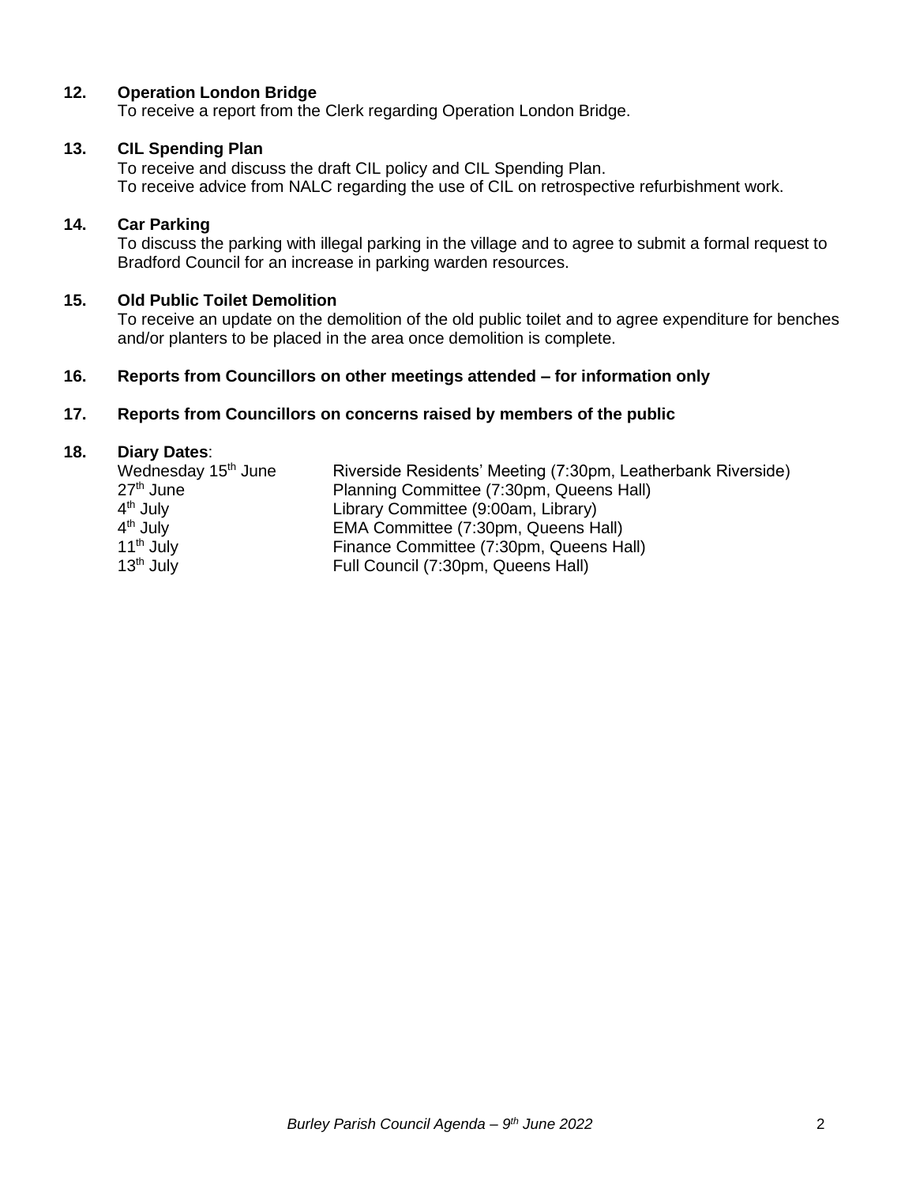**12. Operation London Bridge**
To receive a report from the Clerk regarding Operation London Bridge.

**13. CIL Spending Plan**
To receive and discuss the draft CIL policy and CIL Spending Plan.
To receive advice from NALC regarding the use of CIL on retrospective refurbishment work.

**14. Car Parking**
To discuss the parking with illegal parking in the village and to agree to submit a formal request to Bradford Council for an increase in parking warden resources.

**15. Old Public Toilet Demolition**
To receive an update on the demolition of the old public toilet and to agree expenditure for benches and/or planters to be placed in the area once demolition is complete.

**16. Reports from Councillors on other meetings attended – for information only**

**17. Reports from Councillors on concerns raised by members of the public**

**18. Diary Dates**:

| | |
|---|---|
| Wednesday 15th June | Riverside Residents' Meeting (7:30pm, Leatherbank Riverside) |
| 27th June | Planning Committee (7:30pm, Queens Hall) |
| 4th July | Library Committee (9:00am, Library) |
| 4th July | EMA Committee (7:30pm, Queens Hall) |
| 11th July | Finance Committee (7:30pm, Queens Hall) |
| 13th July | Full Council (7:30pm, Queens Hall) |